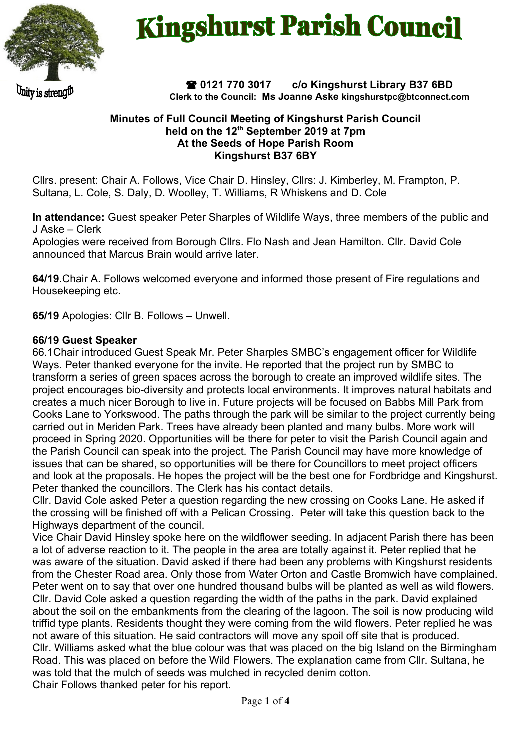# Kingshurst Parish Council

Unity is strength

☎ 0121 770 3017 c/o Kingshurst Library B37 6BD
**Clerk to the Council: Ms Joanne Aske kingshurstpc@btconnect.com**

**Minutes of Full Council Meeting of Kingshurst Parish Council held on the 12th September 2019 at 7pm At the Seeds of Hope Parish Room Kingshurst B37 6BY**

Cllrs. present: Chair A. Follows, Vice Chair D. Hinsley, Cllrs: J. Kimberley, M. Frampton, P. Sultana, L. Cole, S. Daly, D. Woolley, T. Williams, R Whiskens and D. Cole

**In attendance:** Guest speaker Peter Sharples of Wildlife Ways, three members of the public and J Aske – Clerk
Apologies were received from Borough Cllrs. Flo Nash and Jean Hamilton. Cllr. David Cole announced that Marcus Brain would arrive later.

**64/19**.Chair A. Follows welcomed everyone and informed those present of Fire regulations and Housekeeping etc.

**65/19** Apologies: Cllr B. Follows – Unwell.

**66/19 Guest Speaker**

66.1Chair introduced Guest Speak Mr. Peter Sharples SMBC's engagement officer for Wildlife Ways. Peter thanked everyone for the invite. He reported that the project run by SMBC to transform a series of green spaces across the borough to create an improved wildlife sites. The project encourages bio-diversity and protects local environments. It improves natural habitats and creates a much nicer Borough to live in. Future projects will be focused on Babbs Mill Park from Cooks Lane to Yorkswood. The paths through the park will be similar to the project currently being carried out in Meriden Park. Trees have already been planted and many bulbs. More work will proceed in Spring 2020. Opportunities will be there for peter to visit the Parish Council again and the Parish Council can speak into the project. The Parish Council may have more knowledge of issues that can be shared, so opportunities will be there for Councillors to meet project officers and look at the proposals. He hopes the project will be the best one for Fordbridge and Kingshurst. Peter thanked the councillors. The Clerk has his contact details.
Cllr. David Cole asked Peter a question regarding the new crossing on Cooks Lane. He asked if the crossing will be finished off with a Pelican Crossing. Peter will take this question back to the Highways department of the council.
Vice Chair David Hinsley spoke here on the wildflower seeding. In adjacent Parish there has been a lot of adverse reaction to it. The people in the area are totally against it. Peter replied that he was aware of the situation. David asked if there had been any problems with Kingshurst residents from the Chester Road area. Only those from Water Orton and Castle Bromwich have complained. Peter went on to say that over one hundred thousand bulbs will be planted as well as wild flowers.
Cllr. David Cole asked a question regarding the width of the paths in the park. David explained about the soil on the embankments from the clearing of the lagoon. The soil is now producing wild triffid type plants. Residents thought they were coming from the wild flowers. Peter replied he was not aware of this situation. He said contractors will move any spoil off site that is produced.
Cllr. Williams asked what the blue colour was that was placed on the big Island on the Birmingham Road. This was placed on before the Wild Flowers. The explanation came from Cllr. Sultana, he was told that the mulch of seeds was mulched in recycled denim cotton.
Chair Follows thanked peter for his report.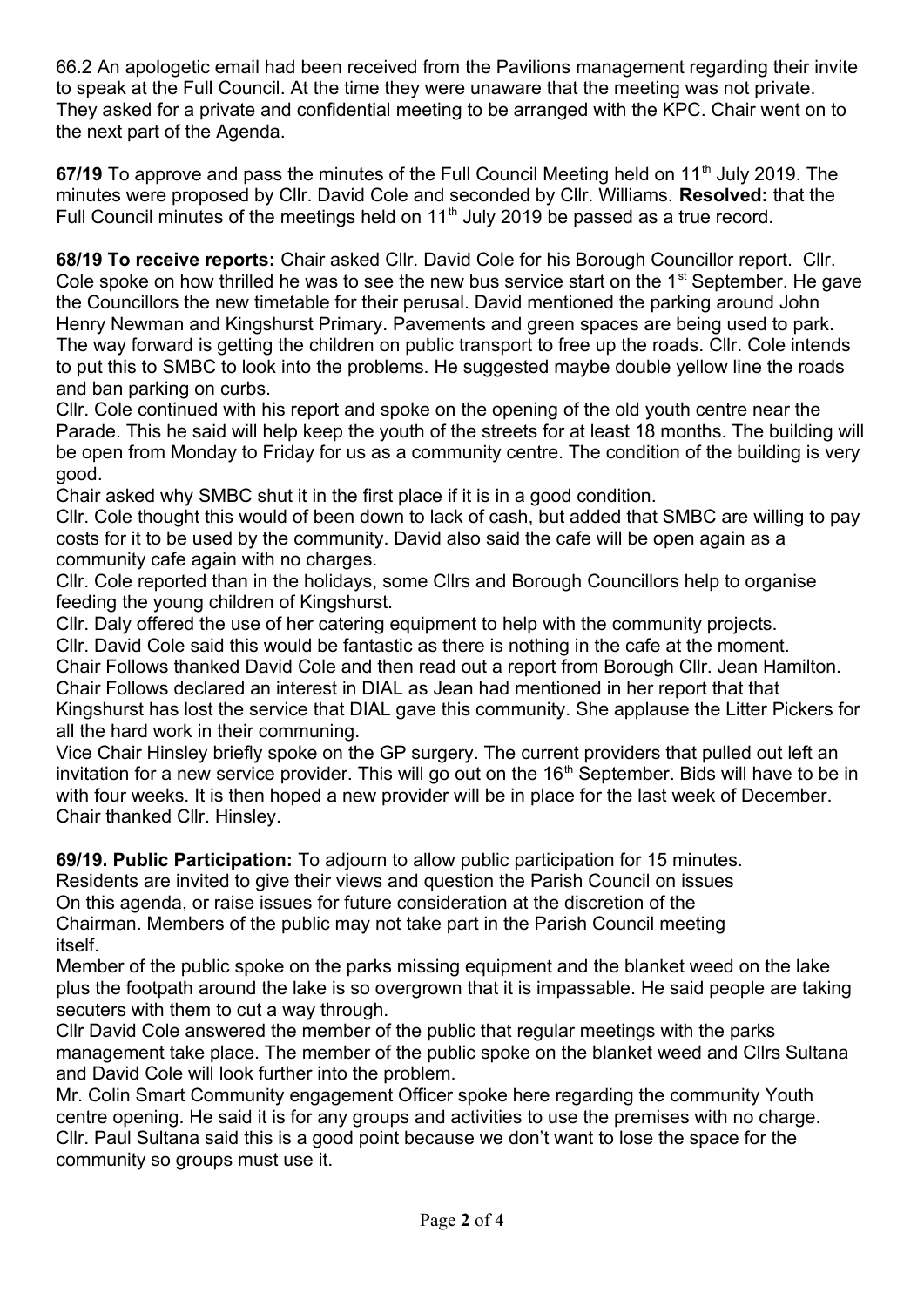66.2 An apologetic email had been received from the Pavilions management regarding their invite to speak at the Full Council. At the time they were unaware that the meeting was not private. They asked for a private and confidential meeting to be arranged with the KPC. Chair went on to the next part of the Agenda.

**67/19** To approve and pass the minutes of the Full Council Meeting held on 11th July 2019. The minutes were proposed by Cllr. David Cole and seconded by Cllr. Williams. **Resolved:** that the Full Council minutes of the meetings held on 11th July 2019 be passed as a true record.

**68/19 To receive reports:** Chair asked Cllr. David Cole for his Borough Councillor report. Cllr. Cole spoke on how thrilled he was to see the new bus service start on the 1st September. He gave the Councillors the new timetable for their perusal. David mentioned the parking around John Henry Newman and Kingshurst Primary. Pavements and green spaces are being used to park. The way forward is getting the children on public transport to free up the roads. Cllr. Cole intends to put this to SMBC to look into the problems. He suggested maybe double yellow line the roads and ban parking on curbs.

Cllr. Cole continued with his report and spoke on the opening of the old youth centre near the Parade. This he said will help keep the youth of the streets for at least 18 months. The building will be open from Monday to Friday for us as a community centre. The condition of the building is very good.

Chair asked why SMBC shut it in the first place if it is in a good condition.

Cllr. Cole thought this would of been down to lack of cash, but added that SMBC are willing to pay costs for it to be used by the community. David also said the cafe will be open again as a community cafe again with no charges.

Cllr. Cole reported than in the holidays, some Cllrs and Borough Councillors help to organise feeding the young children of Kingshurst.

Cllr. Daly offered the use of her catering equipment to help with the community projects.

Cllr. David Cole said this would be fantastic as there is nothing in the cafe at the moment.

Chair Follows thanked David Cole and then read out a report from Borough Cllr. Jean Hamilton.

Chair Follows declared an interest in DIAL as Jean had mentioned in her report that that Kingshurst has lost the service that DIAL gave this community. She applause the Litter Pickers for all the hard work in their communing.

Vice Chair Hinsley briefly spoke on the GP surgery. The current providers that pulled out left an invitation for a new service provider. This will go out on the 16th September. Bids will have to be in with four weeks. It is then hoped a new provider will be in place for the last week of December. Chair thanked Cllr. Hinsley.

**69/19. Public Participation:** To adjourn to allow public participation for 15 minutes.
Residents are invited to give their views and question the Parish Council on issues
On this agenda, or raise issues for future consideration at the discretion of the
Chairman. Members of the public may not take part in the Parish Council meeting
itself.

Member of the public spoke on the parks missing equipment and the blanket weed on the lake plus the footpath around the lake is so overgrown that it is impassable. He said people are taking secuters with them to cut a way through.

Cllr David Cole answered the member of the public that regular meetings with the parks management take place. The member of the public spoke on the blanket weed and Cllrs Sultana and David Cole will look further into the problem.

Mr. Colin Smart Community engagement Officer spoke here regarding the community Youth centre opening. He said it is for any groups and activities to use the premises with no charge.

Cllr. Paul Sultana said this is a good point because we don't want to lose the space for the community so groups must use it.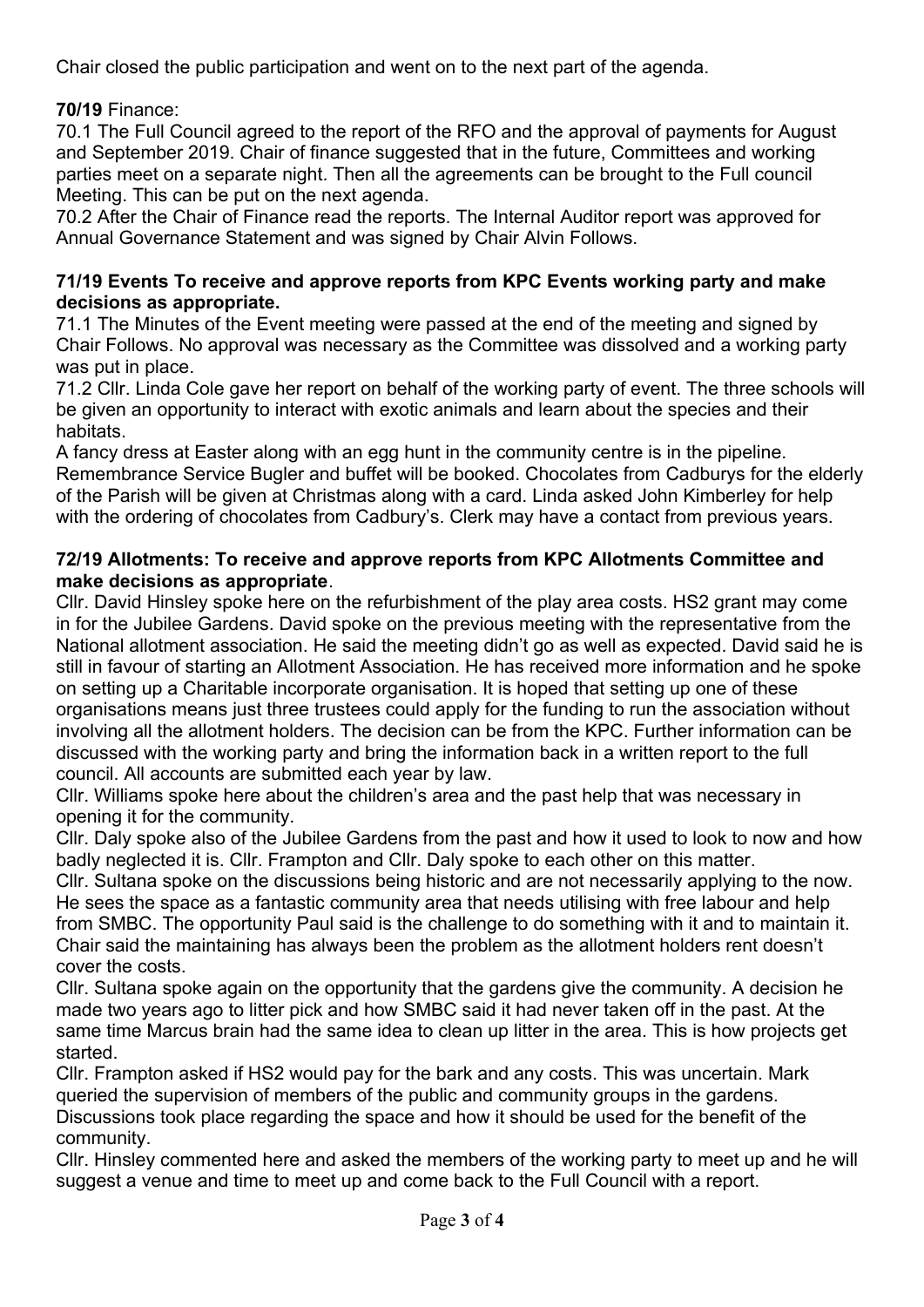Chair closed the public participation and went on to the next part of the agenda.

**70/19** Finance:

70.1 The Full Council agreed to the report of the RFO and the approval of payments for August and September 2019. Chair of finance suggested that in the future, Committees and working parties meet on a separate night. Then all the agreements can be brought to the Full council Meeting. This can be put on the next agenda.

70.2 After the Chair of Finance read the reports. The Internal Auditor report was approved for Annual Governance Statement and was signed by Chair Alvin Follows.

**71/19 Events To receive and approve reports from KPC Events working party and make decisions as appropriate.**

71.1 The Minutes of the Event meeting were passed at the end of the meeting and signed by Chair Follows. No approval was necessary as the Committee was dissolved and a working party was put in place.

71.2 Cllr. Linda Cole gave her report on behalf of the working party of event. The three schools will be given an opportunity to interact with exotic animals and learn about the species and their habitats.

A fancy dress at Easter along with an egg hunt in the community centre is in the pipeline. Remembrance Service Bugler and buffet will be booked. Chocolates from Cadburys for the elderly of the Parish will be given at Christmas along with a card. Linda asked John Kimberley for help with the ordering of chocolates from Cadbury's. Clerk may have a contact from previous years.

**72/19 Allotments: To receive and approve reports from KPC Allotments Committee and make decisions as appropriate**.

Cllr. David Hinsley spoke here on the refurbishment of the play area costs. HS2 grant may come in for the Jubilee Gardens. David spoke on the previous meeting with the representative from the National allotment association. He said the meeting didn't go as well as expected. David said he is still in favour of starting an Allotment Association. He has received more information and he spoke on setting up a Charitable incorporate organisation. It is hoped that setting up one of these organisations means just three trustees could apply for the funding to run the association without involving all the allotment holders. The decision can be from the KPC. Further information can be discussed with the working party and bring the information back in a written report to the full council. All accounts are submitted each year by law.

Cllr. Williams spoke here about the children's area and the past help that was necessary in opening it for the community.

Cllr. Daly spoke also of the Jubilee Gardens from the past and how it used to look to now and how badly neglected it is. Cllr. Frampton and Cllr. Daly spoke to each other on this matter.

Cllr. Sultana spoke on the discussions being historic and are not necessarily applying to the now. He sees the space as a fantastic community area that needs utilising with free labour and help from SMBC. The opportunity Paul said is the challenge to do something with it and to maintain it. Chair said the maintaining has always been the problem as the allotment holders rent doesn't cover the costs.

Cllr. Sultana spoke again on the opportunity that the gardens give the community. A decision he made two years ago to litter pick and how SMBC said it had never taken off in the past. At the same time Marcus brain had the same idea to clean up litter in the area. This is how projects get started.

Cllr. Frampton asked if HS2 would pay for the bark and any costs. This was uncertain. Mark queried the supervision of members of the public and community groups in the gardens. Discussions took place regarding the space and how it should be used for the benefit of the community.

Cllr. Hinsley commented here and asked the members of the working party to meet up and he will suggest a venue and time to meet up and come back to the Full Council with a report.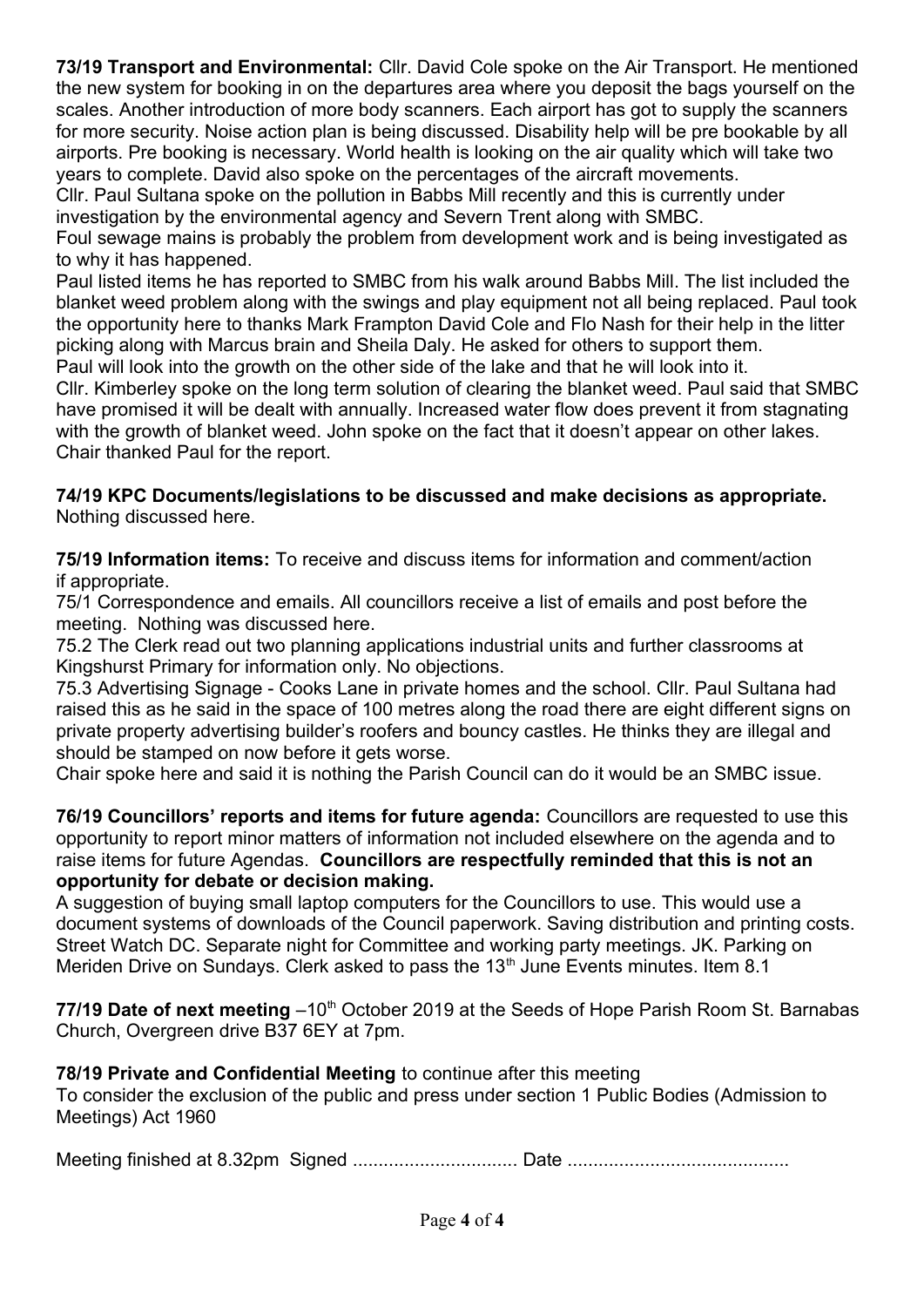**73/19 Transport and Environmental:** Cllr. David Cole spoke on the Air Transport. He mentioned the new system for booking in on the departures area where you deposit the bags yourself on the scales. Another introduction of more body scanners. Each airport has got to supply the scanners for more security. Noise action plan is being discussed. Disability help will be pre bookable by all airports. Pre booking is necessary. World health is looking on the air quality which will take two years to complete. David also spoke on the percentages of the aircraft movements.

Cllr. Paul Sultana spoke on the pollution in Babbs Mill recently and this is currently under investigation by the environmental agency and Severn Trent along with SMBC.

Foul sewage mains is probably the problem from development work and is being investigated as to why it has happened.

Paul listed items he has reported to SMBC from his walk around Babbs Mill. The list included the blanket weed problem along with the swings and play equipment not all being replaced. Paul took the opportunity here to thanks Mark Frampton David Cole and Flo Nash for their help in the litter picking along with Marcus brain and Sheila Daly. He asked for others to support them.

Paul will look into the growth on the other side of the lake and that he will look into it.

Cllr. Kimberley spoke on the long term solution of clearing the blanket weed. Paul said that SMBC have promised it will be dealt with annually. Increased water flow does prevent it from stagnating with the growth of blanket weed. John spoke on the fact that it doesn't appear on other lakes. Chair thanked Paul for the report.

**74/19 KPC Documents/legislations to be discussed and make decisions as appropriate.** Nothing discussed here.

**75/19 Information items:** To receive and discuss items for information and comment/action if appropriate.

75/1 Correspondence and emails. All councillors receive a list of emails and post before the meeting. Nothing was discussed here.

75.2 The Clerk read out two planning applications industrial units and further classrooms at Kingshurst Primary for information only. No objections.

75.3 Advertising Signage - Cooks Lane in private homes and the school. Cllr. Paul Sultana had raised this as he said in the space of 100 metres along the road there are eight different signs on private property advertising builder's roofers and bouncy castles. He thinks they are illegal and should be stamped on now before it gets worse.

Chair spoke here and said it is nothing the Parish Council can do it would be an SMBC issue.

**76/19 Councillors' reports and items for future agenda:** Councillors are requested to use this opportunity to report minor matters of information not included elsewhere on the agenda and to raise items for future Agendas. **Councillors are respectfully reminded that this is not an opportunity for debate or decision making.**

A suggestion of buying small laptop computers for the Councillors to use. This would use a document systems of downloads of the Council paperwork. Saving distribution and printing costs. Street Watch DC. Separate night for Committee and working party meetings. JK. Parking on Meriden Drive on Sundays. Clerk asked to pass the 13th June Events minutes. Item 8.1

**77/19 Date of next meeting** –10th October 2019 at the Seeds of Hope Parish Room St. Barnabas Church, Overgreen drive B37 6EY at 7pm.

**78/19 Private and Confidential Meeting** to continue after this meeting

To consider the exclusion of the public and press under section 1 Public Bodies (Admission to Meetings) Act 1960

Meeting finished at 8.32pm Signed ................................ Date ...........................................